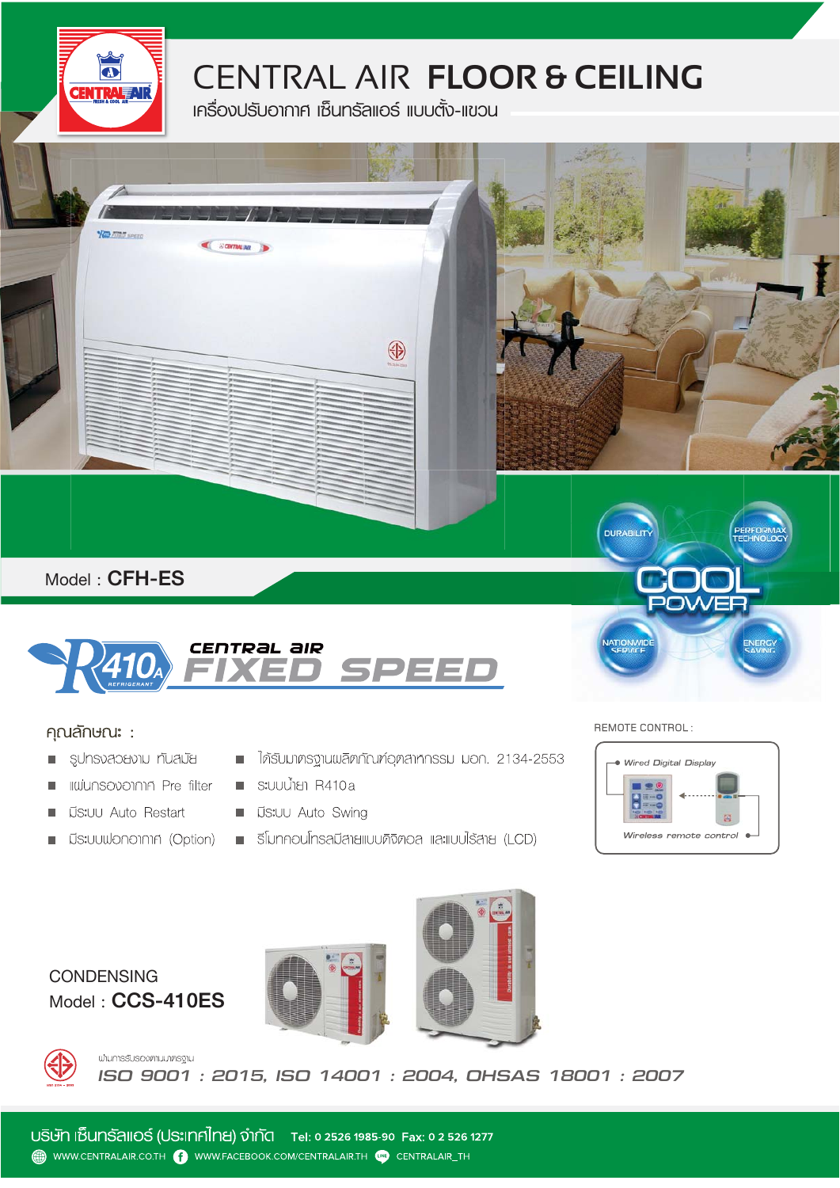# CENTRAL AIR **FLOOR & CEILING**

เครื่องปรับอากาศ เซ็นทรัลแอร์ แบบตั้ง-แขวน

Model : **CFH-ES**

R410A REFRIGERANT

CENTRAL AIR **FIXED SPEED**

DURABILITY · PERFORMAX TECHNOLOGY · COOL POWER · NATIONWIDE SERVICE · ENERGY SAVING

## คุณลักษณะ :

- รูปทรงสวยงาม ทันสมัย
- แผ่นกรองอากาศ Pre filter
- มีระบบ Auto Restart
- มีระบบฟอกอากาศ (Option)
- ได้รับมาตรฐานผลิตภัณฑ์อุตสาหกรรม มอก. 2134-2553
- ระบบน้ำยา R410a
- มีระบบ Auto Swing
- รีโมทคอนโทรลมีสายแบบดิจิตอล และแบบไร้สาย (LCD)

REMOTE CONTROL :

- Wired Digital Display
- Wireless remote control

CONDENSING
Model : **CCS-410ES**

ผ่านการรับรองตามมาตรฐาน

*ISO 9001 : 2015, ISO 14001 : 2004, OHSAS 18001 : 2007*

บริษัท เซ็นทรัลแอร์ (ประเทศไทย) จำกัด Tel: 0 2526 1985-90 Fax: 0 2 526 1277

WWW.CENTRALAIR.CO.TH WWW.FACEBOOK.COM/CENTRALAIR.TH CENTRALAIR_TH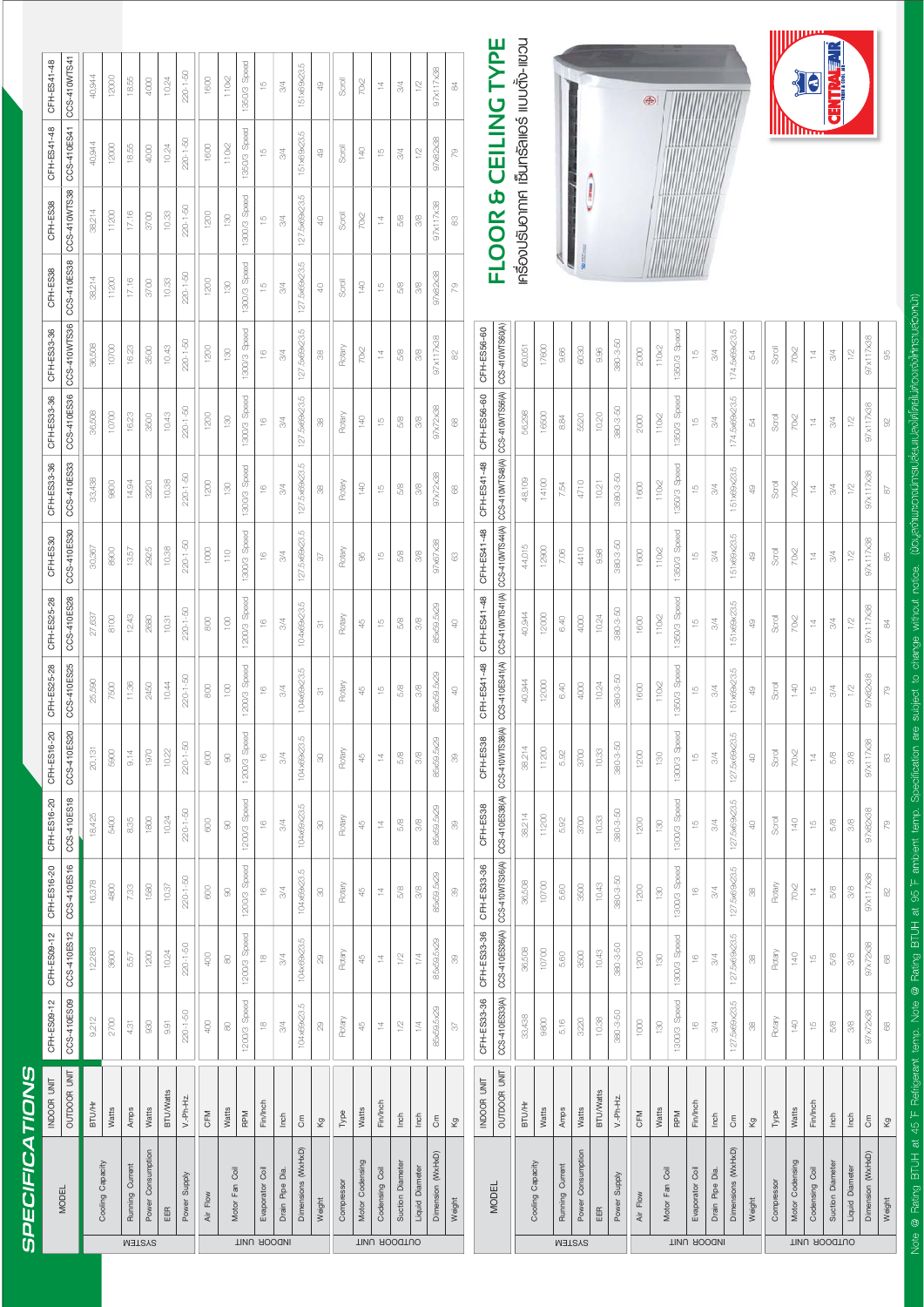# SPECIFICATIONS

| MODEL | | INDOOR UNIT | CFH-ES09-12 | CFH-ES09-12 | CFH-ES16-20 | CFH-ES16-20 | CFH-ES16-20 | CFH-ES25-28 | CFH-ES25-28 | CFH-ES30 | CFH-ES33-36 | CFH-ES33-36 | CFH-ES33-36 | CFH-ES38 | CFH-ES38 | CFH-ES41-48 | CFH-ES41-48 |
|---|---|---|---|---|---|---|---|---|---|---|---|---|---|---|---|---|---|
| | | OUTDOOR UNIT | CCS-410ES09 | CCS-410ES12 | CCS-410ES16 | CCS-410ES18 | CCS-410ES20 | CCS-410ES25 | CCS-410ES28 | CCS-410ES30 | CCS-410ES33 | CCS-410ES36 | CCS-410WTS36 | CCS-410ES38 | CCS-410WTS38 | CCS-410ES41 | CCS-410WTS41 |
| SYSTEM | Cooling Capacity | BTU/Hr | 9,212 | 12,283 | 16,378 | 18,425 | 20,131 | 25,590 | 27,637 | 30,367 | 33,438 | 36,508 | 36,508 | 38,214 | 38,214 | 40,944 | 40,944 |
| | | Watts | 2700 | 3600 | 4800 | 5400 | 5900 | 7500 | 8100 | 8900 | 9800 | 10700 | 10700 | 11200 | 11200 | 12000 | 12000 |
| | Running Current | Amps | 4.31 | 5.57 | 7.33 | 8.35 | 9.14 | 11.36 | 12.43 | 13.57 | 14.94 | 16.23 | 16.23 | 17.16 | 17.16 | 18.55 | 18.55 |
| | Power Consumption | Watts | 930 | 1200 | 1580 | 1800 | 1970 | 2450 | 2680 | 2925 | 3220 | 3500 | 3500 | 3700 | 3700 | 4000 | 4000 |
| | EER | BTU/Watts | 9.91 | 10.24 | 10.37 | 10.24 | 10.22 | 10.44 | 10.31 | 10.38 | 10.38 | 10.43 | 10.43 | 10.33 | 10.33 | 10.24 | 10.24 |
| | Power Supply | V.-Ph-Hz. | 220-1-50 | 220-1-50 | 220-1-50 | 220-1-50 | 220-1-50 | 220-1-50 | 220-1-50 | 220-1-50 | 220-1-50 | 220-1-50 | 220-1-50 | 220-1-50 | 220-1-50 | 220-1-50 | 220-1-50 |
| INDOOR UNIT | Air Flow | CFM | 400 | 400 | 600 | 600 | 600 | 800 | 800 | 1000 | 1200 | 1200 | 1200 | 1200 | 1200 | 1600 | 1600 |
| | Motor Fan Coil | Watts | 80 | 80 | 90 | 90 | 90 | 100 | 100 | 110 | 130 | 130 | 130 | 130 | 130 | 110x2 | 110x2 |
| | | RPM | 1200/3 Speed | 1200/3 Speed | 1200/3 Speed | 1200/3 Speed | 1200/3 Speed | 1200/3 Speed | 1200/3 Speed | 1300/3 Speed | 1300/3 Speed | 1300/3 Speed | 1300/3 Speed | 1300/3 Speed | 1300/3 Speed | 1350/3 Speed | 1350/3 Speed |
| | Evaporator Coil | Fin/Inch | 18 | 18 | 16 | 16 | 16 | 16 | 16 | 16 | 16 | 16 | 16 | 15 | 15 | 15 | 15 |
| | Drain Pipe Dia. | Inch | 3/4 | 3/4 | 3/4 | 3/4 | 3/4 | 3/4 | 3/4 | 3/4 | 3/4 | 3/4 | 3/4 | 3/4 | 3/4 | 3/4 | 3/4 |
| | Dimensions (WxHxD) | Cm | 104x69x23.5 | 104x69x23.5 | 104x69x23.5 | 104x69x23.5 | 104x69x23.5 | 104x69x23.5 | 104x69x23.5 | 127.5x69x23.5 | 127.5x69x23.5 | 127.5x69x23.5 | 127.5x69x23.5 | 127.5x69x23.5 | 127.5x69x23.5 | 151x69x23.5 | 151x69x23.5 |
| | Weight | Kg | 29 | 29 | 30 | 30 | 30 | 31 | 31 | 37 | 38 | 38 | 38 | 40 | 40 | 49 | 49 |
| OUTDOOR UNIT | Compressor | Type | Rotary | Rotary | Rotary | Rotary | Rotary | Rotary | Rotary | Rotary | Rotary | Rotary | Rotary | Scroll | Scroll | Scroll | Scroll |
| | Motor Codensing | Watts | 45 | 45 | 45 | 45 | 45 | 45 | 45 | 95 | 140 | 140 | 70x2 | 140 | 70x2 | 140 | 70x2 |
| | Codensing Coil | Fin/Inch | 14 | 14 | 14 | 14 | 14 | 15 | 15 | 15 | 15 | 15 | 14 | 15 | 14 | 15 | 14 |
| | Suction Diameter | Inch | 1/2 | 1/2 | 5/8 | 5/8 | 5/8 | 5/8 | 5/8 | 5/8 | 5/8 | 5/8 | 5/8 | 5/8 | 5/8 | 3/4 | 3/4 |
| | Liquid Diameter | Inch | 1/4 | 1/4 | 3/8 | 3/8 | 3/8 | 3/8 | 3/8 | 3/8 | 3/8 | 3/8 | 3/8 | 3/8 | 3/8 | 1/2 | 1/2 |
| | Dimension (WxHxD) | Cm | 85x59.5x29 | 85x59.5x29 | 85x59.5x29 | 85x59.5x29 | 85x59.5x29 | 85x59.5x29 | 85x59.5x29 | 97x67x38 | 97x72x38 | 97x72x38 | 97x117x38 | 97x82x38 | 97x117x38 | 97x82x38 | 97x117x38 |
| | Weight | Kg | 37 | 39 | 39 | 39 | 39 | 40 | 40 | 63 | 68 | 68 | 82 | 79 | 83 | 79 | 84 |

| MODEL | | INDOOR UNIT | CFH-ES33-36 | CFH-ES33-36 | CFH-ES33-36 | CFH-ES38 | CFH-ES38 | CFH-ES41-48 | CFH-ES41-48 | CFH-ES41-48 | CFH-ES41-48 | CFH-ES56-60 | CFH-ES56-60 |
|---|---|---|---|---|---|---|---|---|---|---|---|---|---|
| | | OUTDOOR UNIT | CCS-410ES33(A) | CCS-410ES36(A) | CCS-410WTS36(A) | CCS-410ES38(A) | CCS-410WTS38(A) | CCS-410ES41(A) | CCS-410WTS41(A) | CCS-410WTS44(A) | CCS-410WTS48(A) | CCS-410WTS56(A) | CCS-410WTS60(A) |
| SYSTEM | Cooling Capacity | BTU/Hr | 33,438 | 36,508 | 36,508 | 38,214 | 38,214 | 40,944 | 40,944 | 44,015 | 48,109 | 56,298 | 60,051 |
| | | Watts | 9800 | 10700 | 10700 | 11200 | 11200 | 12000 | 12000 | 12900 | 14100 | 16500 | 17600 |
| | Running Current | Amps | 5.16 | 5.60 | 5.60 | 5.92 | 5.92 | 6.40 | 6.40 | 7.06 | 7.54 | 8.84 | 9.66 |
| | Power Consumption | Watts | 3220 | 3500 | 3500 | 3700 | 3700 | 4000 | 4000 | 4410 | 4710 | 5520 | 6030 |
| | EER | BTU/Watts | 10.38 | 10.43 | 10.43 | 10.33 | 10.33 | 10.24 | 10.24 | 9.98 | 10.21 | 10.20 | 9.96 |
| | Power Supply | V.-Ph-Hz. | 380-3-50 | 380-3-50 | 380-3-50 | 380-3-50 | 380-3-50 | 380-3-50 | 380-3-50 | 380-3-50 | 380-3-50 | 380-3-50 | 380-3-50 |
| INDOOR UNIT | Air Flow | CFM | 1000 | 1200 | 1200 | 1200 | 1200 | 1600 | 1600 | 1600 | 1600 | 2000 | 2000 |
| | Motor Fan Coil | Watts | 130 | 130 | 130 | 130 | 130 | 110x2 | 110x2 | 110x2 | 110x2 | 110x2 | 110x2 |
| | | RPM | 1300/3 Speed | 1300/3 Speed | 1300/3 Speed | 1300/3 Speed | 1300/3 Speed | 1350/3 Speed | 1350/3 Speed | 1350/3 Speed | 1350/3 Speed | 1350/3 Speed | 1350/3 Speed |
| | Evaporator Coil | Fin/Inch | 16 | 16 | 16 | 15 | 15 | 15 | 15 | 15 | 15 | 15 | 15 |
| | Drain Pipe Dia. | Inch | 3/4 | 3/4 | 3/4 | 3/4 | 3/4 | 3/4 | 3/4 | 3/4 | 3/4 | 3/4 | 3/4 |
| | Dimensions (WxHxD) | Cm | 127.5x69x23.5 | 127.5x69x23.5 | 127.5x69x23.5 | 127.5x69x23.5 | 127.5x69x23.5 | 151x69x23.5 | 151x69x23.5 | 151x69x23.5 | 151x69x23.5 | 174.5x69x23.5 | 174.5x69x23.5 |
| | Weight | Kg | 38 | 38 | 38 | 40 | 40 | 49 | 49 | 49 | 49 | 54 | 54 |
| OUTDOOR UNIT | Compressor | Type | Rotary | Rotary | Rotary | Scroll | Scroll | Scroll | Scroll | Scroll | Scroll | Scroll | Scroll |
| | Motor Codensing | Watts | 140 | 140 | 70x2 | 140 | 70x2 | 140 | 70x2 | 70x2 | 70x2 | 70x2 | 70x2 |
| | Codensing Coil | Fin/Inch | 15 | 15 | 14 | 15 | 14 | 15 | 14 | 14 | 14 | 14 | 14 |
| | Suction Diameter | Inch | 5/8 | 5/8 | 5/8 | 5/8 | 5/8 | 3/4 | 3/4 | 3/4 | 3/4 | 3/4 | 3/4 |
| | Liquid Diameter | Inch | 3/8 | 3/8 | 3/8 | 3/8 | 3/8 | 1/2 | 1/2 | 1/2 | 1/2 | 1/2 | 1/2 |
| | Dimension (WxHxD) | Cm | 97x72x38 | 97x72x38 | 97x117x38 | 97x82x38 | 97x117x38 | 97x82x38 | 97x117x38 | 97x117x38 | 97x117x38 | 97x117x38 | 97x117x38 |
| | Weight | Kg | 68 | 68 | 82 | 79 | 83 | 79 | 84 | 85 | 87 | 92 | 95 |

## FLOOR & CEILING TYPE

เครื่องปรับอากาศ เซ็นทรัลแอร์ แบบตั้ง-แขวน

Note @ Rating BTUH at 45 °F Refrigerant temp. Note @ Rating BTUH at 95 °F ambient temp. Specification are subject to change without notice. (ข้อมูลด้านเทคนิคอาจมีการเปลี่ยนแปลงได้โดยไม่ต้องแจ้งให้ทราบล่วงหน้า)